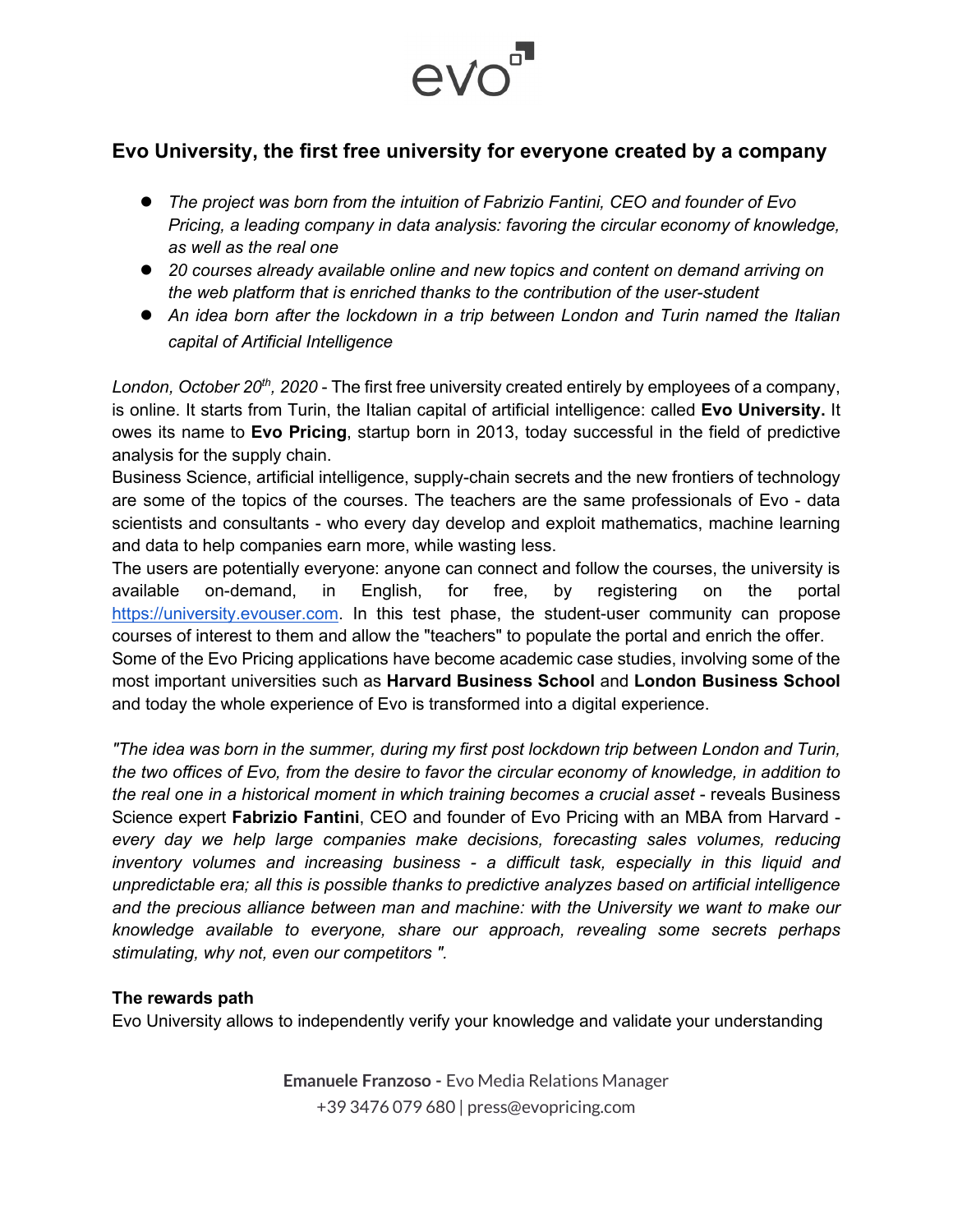evo

## Evo University, the first free university for everyone created by a company

- *The project was born from the intuition of Fabrizio Fantini, CEO and founder of Evo Pricing, a leading company in data analysis: favoring the circular economy of knowledge, as well as the real one*
- *20 courses already available online and new topics and content on demand arriving on the web platform that is enriched thanks to the contribution of the user-student*
- *An idea born after the lockdown in a trip between London and Turin named the Italian capital of Artificial Intelligence*

*London, October 20th, 2020* - The first free university created entirely by employees of a company, is online. It starts from Turin, the Italian capital of artificial intelligence: called **Evo University.** It owes its name to **Evo Pricing**, startup born in 2013, today successful in the field of predictive analysis for the supply chain.
Business Science, artificial intelligence, supply-chain secrets and the new frontiers of technology are some of the topics of the courses. The teachers are the same professionals of Evo - data scientists and consultants - who every day develop and exploit mathematics, machine learning and data to help companies earn more, while wasting less.
The users are potentially everyone: anyone can connect and follow the courses, the university is available on-demand, in English, for free, by registering on the portal https://university.evouser.com. In this test phase, the student-user community can propose courses of interest to them and allow the "teachers" to populate the portal and enrich the offer.
Some of the Evo Pricing applications have become academic case studies, involving some of the most important universities such as **Harvard Business School** and **London Business School** and today the whole experience of Evo is transformed into a digital experience.

*"The idea was born in the summer, during my first post lockdown trip between London and Turin, the two offices of Evo, from the desire to favor the circular economy of knowledge, in addition to the real one in a historical moment in which training becomes a crucial asset* - reveals Business Science expert **Fabrizio Fantini**, CEO and founder of Evo Pricing with an MBA from Harvard - *every day we help large companies make decisions, forecasting sales volumes, reducing inventory volumes and increasing business - a difficult task, especially in this liquid and unpredictable era; all this is possible thanks to predictive analyzes based on artificial intelligence and the precious alliance between man and machine: with the University we want to make our knowledge available to everyone, share our approach, revealing some secrets perhaps stimulating, why not, even our competitors ".*

**The rewards path**
Evo University allows to independently verify your knowledge and validate your understanding

**Emanuele Franzoso -** Evo Media Relations Manager
+39 3476 079 680 | press@evopricing.com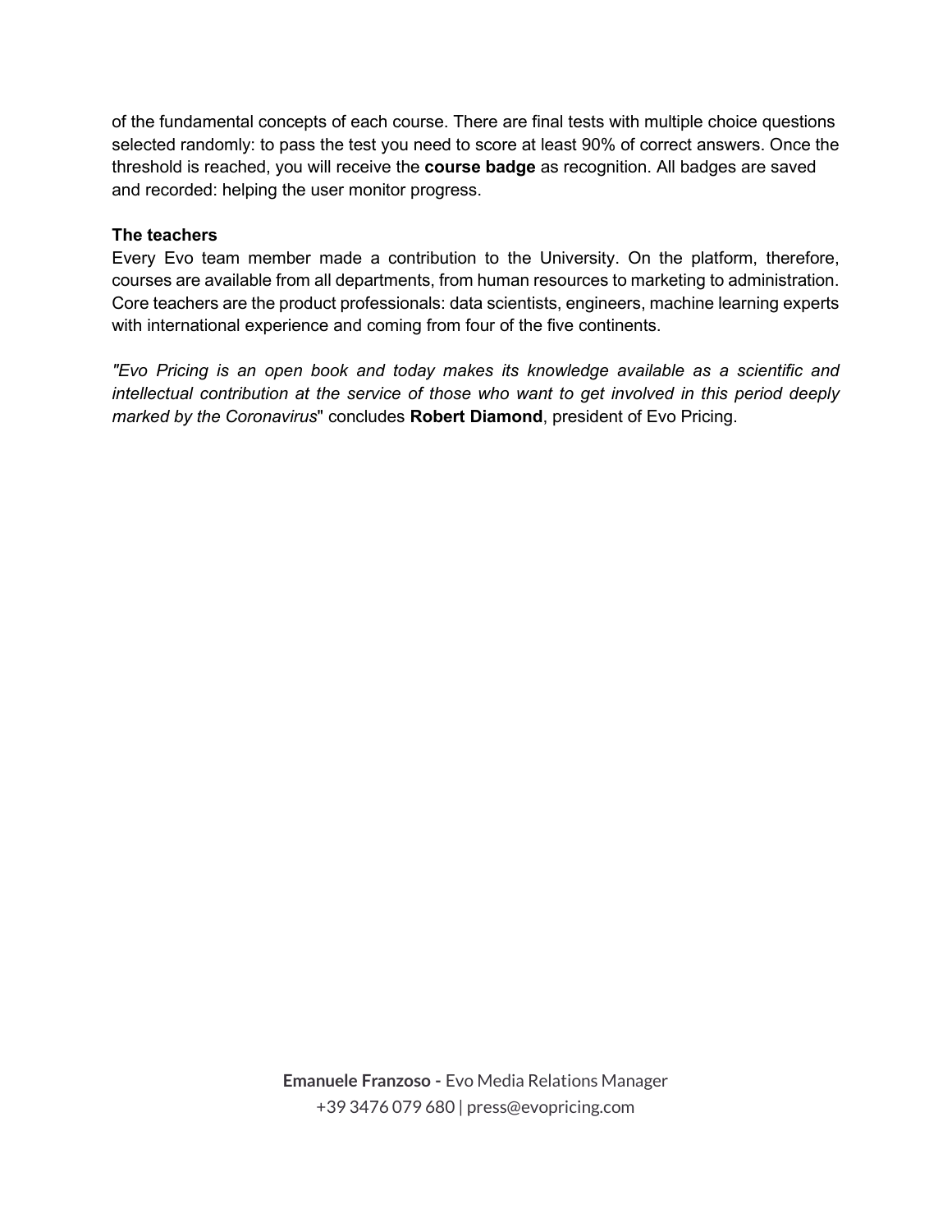of the fundamental concepts of each course. There are final tests with multiple choice questions selected randomly: to pass the test you need to score at least 90% of correct answers. Once the threshold is reached, you will receive the **course badge** as recognition. All badges are saved and recorded: helping the user monitor progress.

**The teachers**

Every Evo team member made a contribution to the University. On the platform, therefore, courses are available from all departments, from human resources to marketing to administration. Core teachers are the product professionals: data scientists, engineers, machine learning experts with international experience and coming from four of the five continents.

*"Evo Pricing is an open book and today makes its knowledge available as a scientific and intellectual contribution at the service of those who want to get involved in this period deeply marked by the Coronavirus*" concludes **Robert Diamond**, president of Evo Pricing.

**Emanuele Franzoso -** Evo Media Relations Manager
+39 3476 079 680 | press@evopricing.com